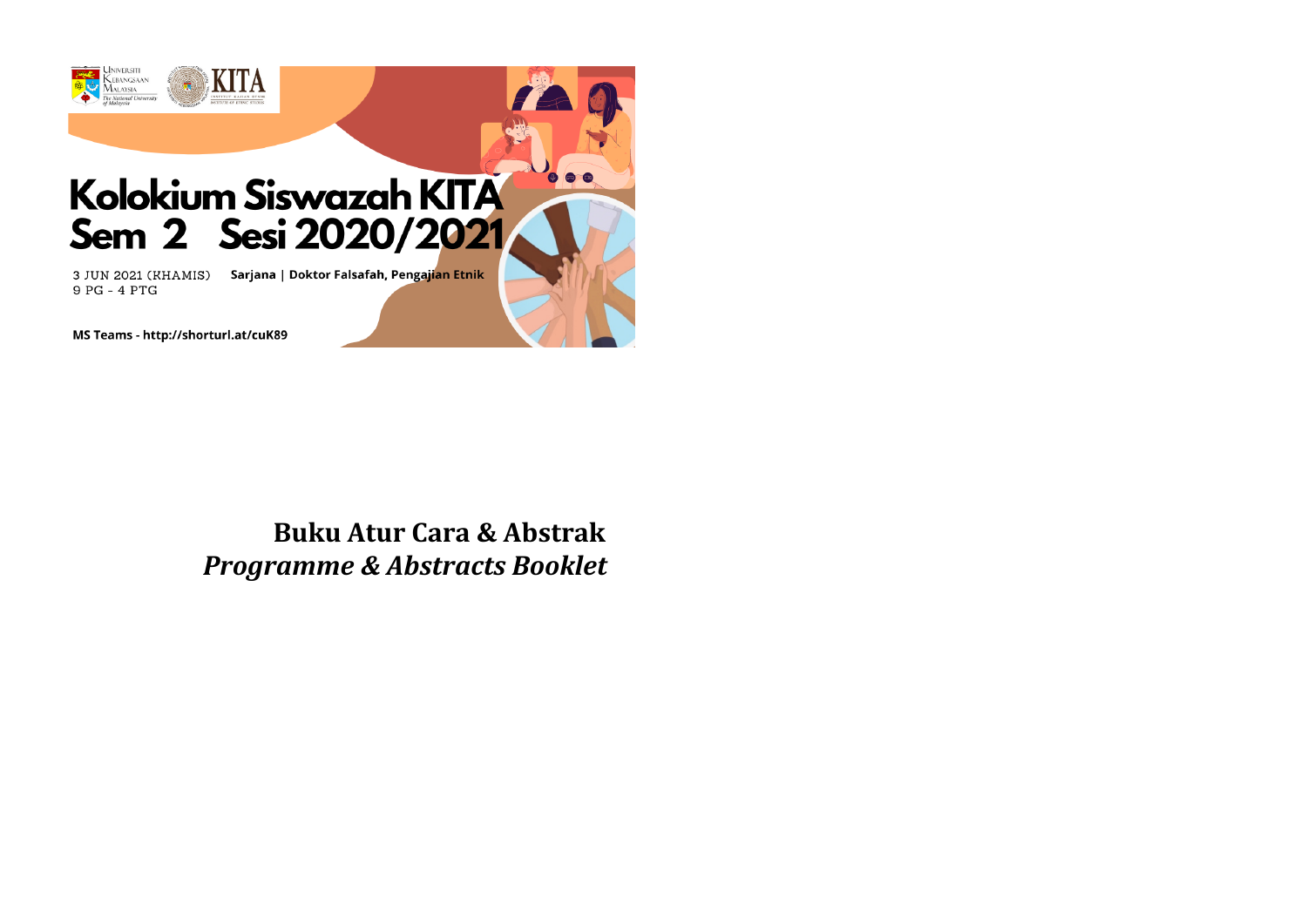Universiti Kebangsaan Malaysia
*The National University of Malaysia*

KITA
INSTITUT KAJIAN ETNIK
INSTITUTE OF ETHNIC STUDIES

# Kolokium Siswazah KITA Sem 2 Sesi 2020/2021

3 JUN 2021 (KHAMIS)
9 PG - 4 PTG

**Sarjana | Doktor Falsafah, Pengajian Etnik**

**MS Teams - http://shorturl.at/cuK89**

## Buku Atur Cara & Abstrak

## *Programme & Abstracts Booklet*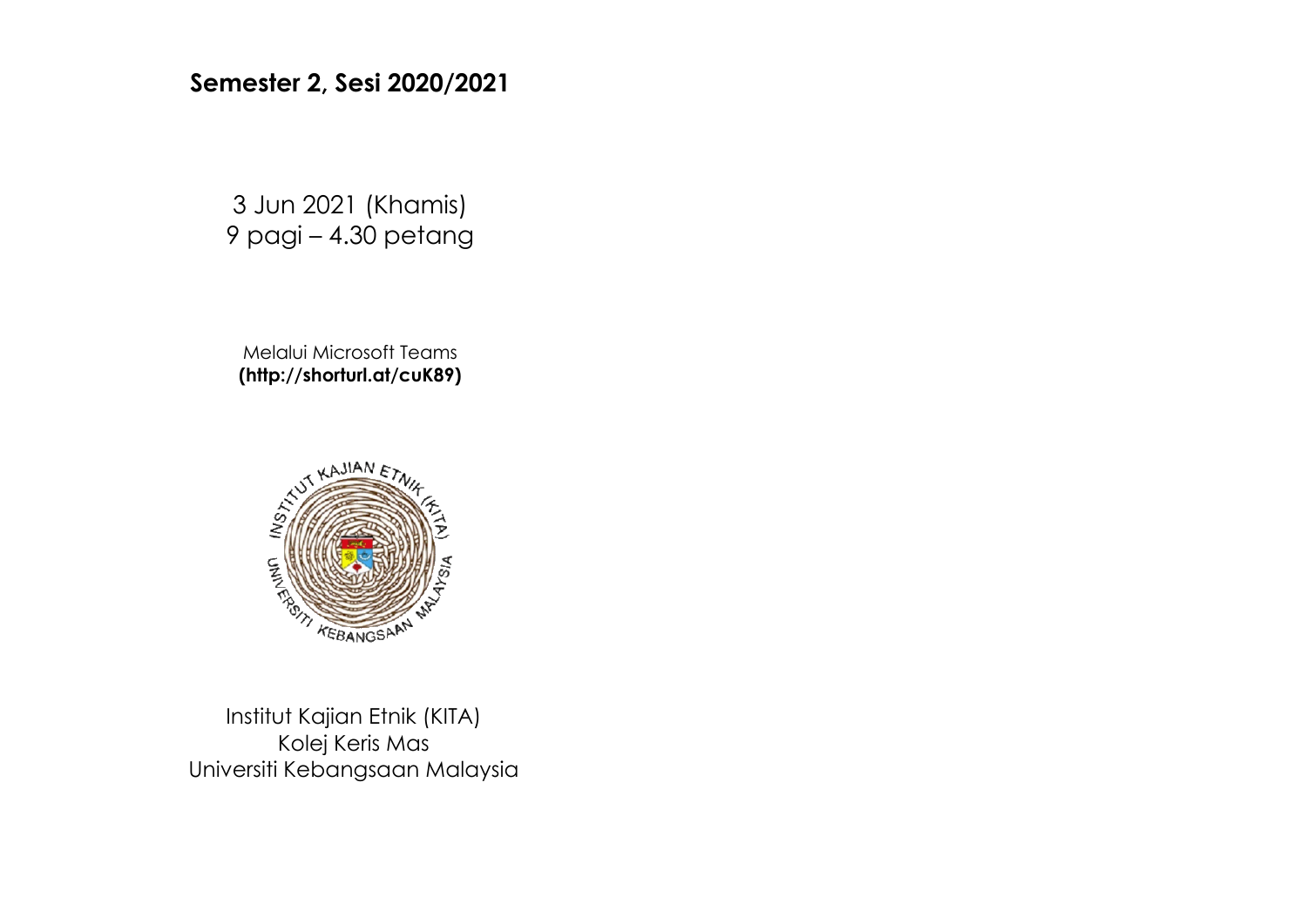**Semester 2, Sesi 2020/2021**

3 Jun 2021 (Khamis)
9 pagi – 4.30 petang

Melalui Microsoft Teams
**(http://shorturl.at/cuK89)**

Institut Kajian Etnik (KITA)
Kolej Keris Mas
Universiti Kebangsaan Malaysia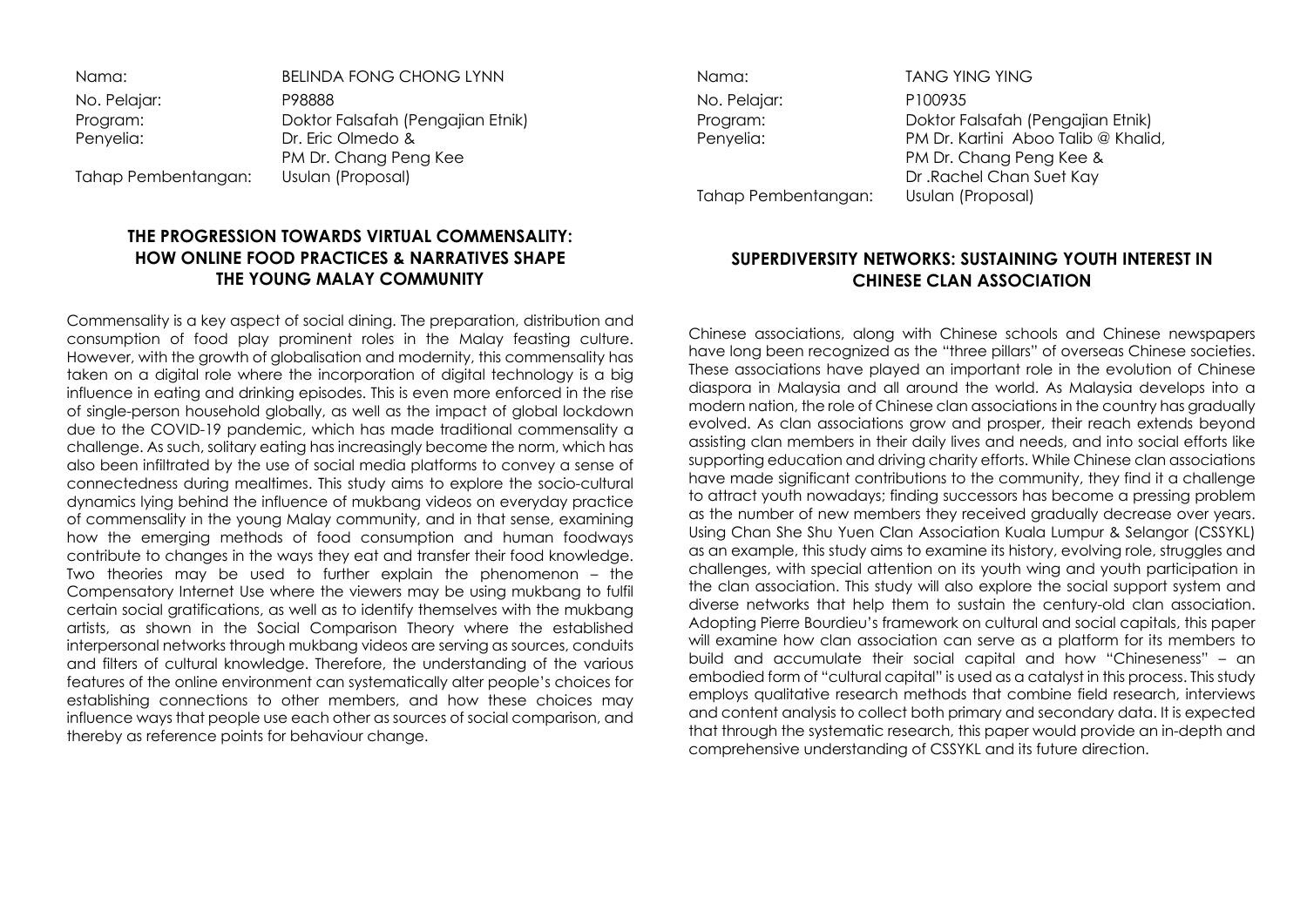| | |
|---|---|
| Nama: | BELINDA FONG CHONG LYNN |
| No. Pelajar: | P98888 |
| Program: | Doktor Falsafah (Pengajian Etnik) |
| Penyelia: | Dr. Eric Olmedo & PM Dr. Chang Peng Kee |
| Tahap Pembentangan: | Usulan (Proposal) |

## THE PROGRESSION TOWARDS VIRTUAL COMMENSALITY: HOW ONLINE FOOD PRACTICES & NARRATIVES SHAPE THE YOUNG MALAY COMMUNITY

Commensality is a key aspect of social dining. The preparation, distribution and consumption of food play prominent roles in the Malay feasting culture. However, with the growth of globalisation and modernity, this commensality has taken on a digital role where the incorporation of digital technology is a big influence in eating and drinking episodes. This is even more enforced in the rise of single-person household globally, as well as the impact of global lockdown due to the COVID-19 pandemic, which has made traditional commensality a challenge. As such, solitary eating has increasingly become the norm, which has also been infiltrated by the use of social media platforms to convey a sense of connectedness during mealtimes. This study aims to explore the socio-cultural dynamics lying behind the influence of mukbang videos on everyday practice of commensality in the young Malay community, and in that sense, examining how the emerging methods of food consumption and human foodways contribute to changes in the ways they eat and transfer their food knowledge. Two theories may be used to further explain the phenomenon – the Compensatory Internet Use where the viewers may be using mukbang to fulfil certain social gratifications, as well as to identify themselves with the mukbang artists, as shown in the Social Comparison Theory where the established interpersonal networks through mukbang videos are serving as sources, conduits and filters of cultural knowledge. Therefore, the understanding of the various features of the online environment can systematically alter people's choices for establishing connections to other members, and how these choices may influence ways that people use each other as sources of social comparison, and thereby as reference points for behaviour change.

| | |
|---|---|
| Nama: | TANG YING YING |
| No. Pelajar: | P100935 |
| Program: | Doktor Falsafah (Pengajian Etnik) |
| Penyelia: | PM Dr. Kartini Aboo Talib @ Khalid, PM Dr. Chang Peng Kee & Dr .Rachel Chan Suet Kay |
| Tahap Pembentangan: | Usulan (Proposal) |

## SUPERDIVERSITY NETWORKS: SUSTAINING YOUTH INTEREST IN CHINESE CLAN ASSOCIATION

Chinese associations, along with Chinese schools and Chinese newspapers have long been recognized as the "three pillars" of overseas Chinese societies. These associations have played an important role in the evolution of Chinese diaspora in Malaysia and all around the world. As Malaysia develops into a modern nation, the role of Chinese clan associations in the country has gradually evolved. As clan associations grow and prosper, their reach extends beyond assisting clan members in their daily lives and needs, and into social efforts like supporting education and driving charity efforts. While Chinese clan associations have made significant contributions to the community, they find it a challenge to attract youth nowadays; finding successors has become a pressing problem as the number of new members they received gradually decrease over years. Using Chan She Shu Yuen Clan Association Kuala Lumpur & Selangor (CSSYKL) as an example, this study aims to examine its history, evolving role, struggles and challenges, with special attention on its youth wing and youth participation in the clan association. This study will also explore the social support system and diverse networks that help them to sustain the century-old clan association. Adopting Pierre Bourdieu's framework on cultural and social capitals, this paper will examine how clan association can serve as a platform for its members to build and accumulate their social capital and how "Chineseness" – an embodied form of "cultural capital" is used as a catalyst in this process. This study employs qualitative research methods that combine field research, interviews and content analysis to collect both primary and secondary data. It is expected that through the systematic research, this paper would provide an in-depth and comprehensive understanding of CSSYKL and its future direction.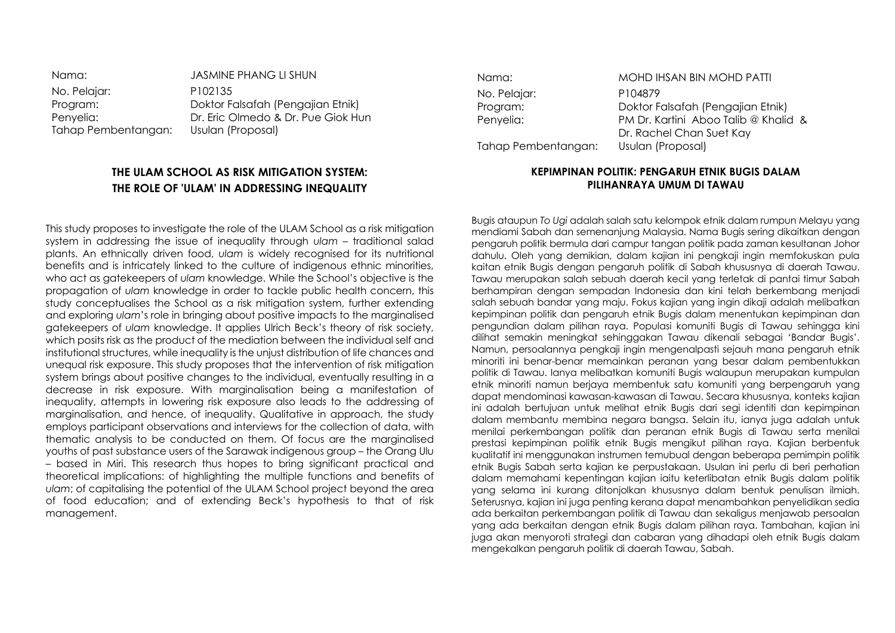| | |
|---|---|
| Nama: | JASMINE PHANG LI SHUN |
| No. Pelajar: | P102135 |
| Program: | Doktor Falsafah (Pengajian Etnik) |
| Penyelia: | Dr. Eric Olmedo & Dr. Pue Giok Hun |
| Tahap Pembentangan: | Usulan (Proposal) |

## THE ULAM SCHOOL AS RISK MITIGATION SYSTEM: THE ROLE OF 'ULAM' IN ADDRESSING INEQUALITY

This study proposes to investigate the role of the ULAM School as a risk mitigation system in addressing the issue of inequality through *ulam* – traditional salad plants. An ethnically driven food, *ulam* is widely recognised for its nutritional benefits and is intricately linked to the culture of indigenous ethnic minorities, who act as gatekeepers of *ulam* knowledge. While the School's objective is the propagation of *ulam* knowledge in order to tackle public health concern, this study conceptualises the School as a risk mitigation system, further extending and exploring *ulam*'s role in bringing about positive impacts to the marginalised gatekeepers of *ulam* knowledge. It applies Ulrich Beck's theory of risk society, which posits risk as the product of the mediation between the individual self and institutional structures, while inequality is the unjust distribution of life chances and unequal risk exposure. This study proposes that the intervention of risk mitigation system brings about positive changes to the individual, eventually resulting in a decrease in risk exposure. With marginalisation being a manifestation of inequality, attempts in lowering risk exposure also leads to the addressing of marginalisation, and hence, of inequality. Qualitative in approach, the study employs participant observations and interviews for the collection of data, with thematic analysis to be conducted on them. Of focus are the marginalised youths of past substance users of the Sarawak indigenous group – the Orang Ulu – based in Miri. This research thus hopes to bring significant practical and theoretical implications: of highlighting the multiple functions and benefits of *ulam*; of capitalising the potential of the ULAM School project beyond the area of food education; and of extending Beck's hypothesis to that of risk management.

| | |
|---|---|
| Nama: | MOHD IHSAN BIN MOHD PATTI |
| No. Pelajar: | P104879 |
| Program: | Doktor Falsafah (Pengajian Etnik) |
| Penyelia: | PM Dr. Kartini Aboo Talib @ Khalid & Dr. Rachel Chan Suet Kay |
| Tahap Pembentangan: | Usulan (Proposal) |

## KEPIMPINAN POLITIK: PENGARUH ETNIK BUGIS DALAM PILIHANRAYA UMUM DI TAWAU

Bugis ataupun *To Ugi* adalah salah satu kelompok etnik dalam rumpun Melayu yang mendiami Sabah dan semenanjung Malaysia. Nama Bugis sering dikaitkan dengan pengaruh politik bermula dari campur tangan politik pada zaman kesultanan Johor dahulu. Oleh yang demikian, dalam kajian ini pengkaji ingin memfokuskan pula kaitan etnik Bugis dengan pengaruh politik di Sabah khususnya di daerah Tawau. Tawau merupakan salah sebuah daerah kecil yang terletak di pantai timur Sabah berhampiran dengan sempadan Indonesia dan kini telah berkembang menjadi salah sebuah bandar yang maju. Fokus kajian yang ingin dikaji adalah melibatkan kepimpinan politik dan pengaruh etnik Bugis dalam menentukan kepimpinan dan pengundian dalam pilihan raya. Populasi komuniti Bugis di Tawau sehingga kini dilihat semakin meningkat sehinggakan Tawau dikenali sebagai 'Bandar Bugis'. Namun, persoalannya pengkaji ingin mengenalpasti sejauh mana pengaruh etnik minoriti ini benar-benar memainkan peranan yang besar dalam pembentukkan politik di Tawau. Ianya melibatkan komuniti Bugis walaupun merupakan kumpulan etnik minoriti namun berjaya membentuk satu komuniti yang berpengaruh yang dapat mendominasi kawasan-kawasan di Tawau. Secara khususnya, konteks kajian ini adalah bertujuan untuk melihat etnik Bugis dari segi identiti dan kepimpinan dalam membantu membina negara bangsa. Selain itu, ianya juga adalah untuk menilai perkembangan politik dan peranan etnik Bugis di Tawau serta menilai prestasi kepimpinan politik etnik Bugis mengikut pilihan raya. Kajian berbentuk kualitatif ini menggunakan instrumen temubual dengan beberapa pemimpin politik etnik Bugis Sabah serta kajian ke perpustakaan. Usulan ini perlu di beri perhatian dalam memahami kepentingan kajian iaitu keterlibatan etnik Bugis dalam politik yang selama ini kurang ditonjolkan khususnya dalam bentuk penulisan ilmiah. Seterusnya, kajian ini juga penting kerana dapat menambahkan penyelidikan sedia ada berkaitan perkembangan politik di Tawau dan sekaligus menjawab persoalan yang ada berkaitan dengan etnik Bugis dalam pilihan raya. Tambahan, kajian ini juga akan menyoroti strategi dan cabaran yang dihadapi oleh etnik Bugis dalam mengekalkan pengaruh politik di daerah Tawau, Sabah.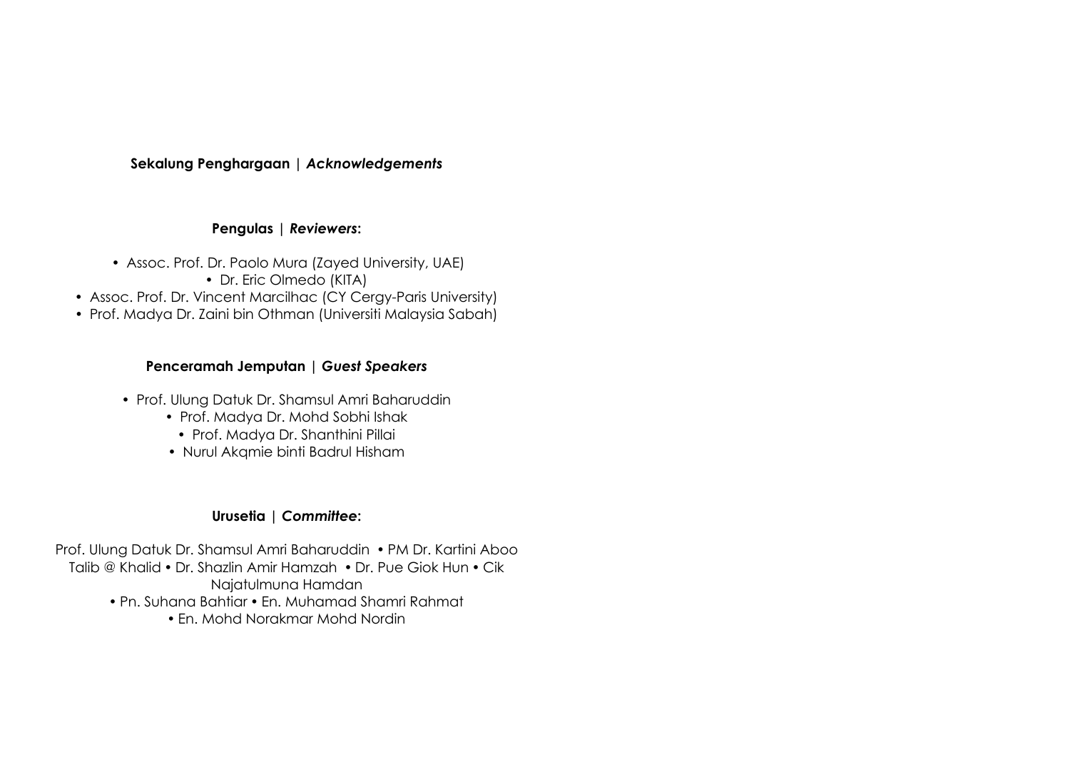**Sekalung Penghargaan | *Acknowledgements***

**Pengulas | *Reviewers*:**

- Assoc. Prof. Dr. Paolo Mura (Zayed University, UAE)
- Dr. Eric Olmedo (KITA)
- Assoc. Prof. Dr. Vincent Marcilhac (CY Cergy-Paris University)
- Prof. Madya Dr. Zaini bin Othman (Universiti Malaysia Sabah)

**Penceramah Jemputan | *Guest Speakers***

- Prof. Ulung Datuk Dr. Shamsul Amri Baharuddin
- Prof. Madya Dr. Mohd Sobhi Ishak
- Prof. Madya Dr. Shanthini Pillai
- Nurul Akqmie binti Badrul Hisham

**Urusetia | *Committee*:**

Prof. Ulung Datuk Dr. Shamsul Amri Baharuddin • PM Dr. Kartini Aboo Talib @ Khalid • Dr. Shazlin Amir Hamzah • Dr. Pue Giok Hun • Cik Najatulmuna Hamdan • Pn. Suhana Bahtiar • En. Muhamad Shamri Rahmat • En. Mohd Norakmar Mohd Nordin